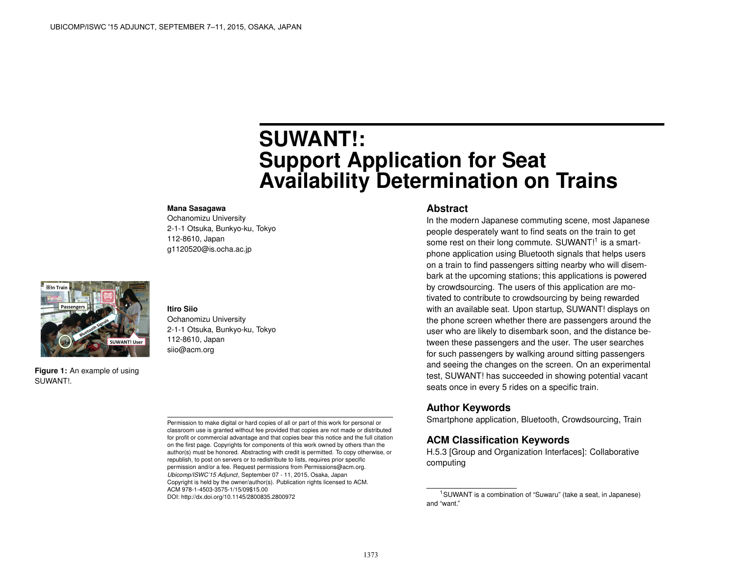# SUWANT!: Support Application for Seat Availability Determination on Trains

**Mana Sasagawa**
Ochanomizu University
2-1-1 Otsuka, Bunkyo-ku, Tokyo
112-8610, Japan
g1120520@is.ocha.ac.jp

**Itiro Siio**
Ochanomizu University
2-1-1 Otsuka, Bunkyo-ku, Tokyo
112-8610, Japan
siio@acm.org

**Figure 1:** An example of using SUWANT!.

Permission to make digital or hard copies of all or part of this work for personal or classroom use is granted without fee provided that copies are not made or distributed for profit or commercial advantage and that copies bear this notice and the full citation on the first page. Copyrights for components of this work owned by others than the author(s) must be honored. Abstracting with credit is permitted. To copy otherwise, or republish, to post on servers or to redistribute to lists, requires prior specific permission and/or a fee. Request permissions from Permissions@acm.org.
*Ubicomp/ISWC'15 Adjunct*, September 07 - 11, 2015, Osaka, Japan
Copyright is held by the owner/author(s). Publication rights licensed to ACM.
ACM 978-1-4503-3575-1/15/09$15.00
DOI: http://dx.doi.org/10.1145/2800835.2800972

## Abstract

In the modern Japanese commuting scene, most Japanese people desperately want to find seats on the train to get some rest on their long commute. SUWANT![1] is a smartphone application using Bluetooth signals that helps users on a train to find passengers sitting nearby who will disembark at the upcoming stations; this applications is powered by crowdsourcing. The users of this application are motivated to contribute to crowdsourcing by being rewarded with an available seat. Upon startup, SUWANT! displays on the phone screen whether there are passengers around the user who are likely to disembark soon, and the distance between these passengers and the user. The user searches for such passengers by walking around sitting passengers and seeing the changes on the screen. On an experimental test, SUWANT! has succeeded in showing potential vacant seats once in every 5 rides on a specific train.

## Author Keywords

Smartphone application, Bluetooth, Crowdsourcing, Train

## ACM Classification Keywords

H.5.3 [Group and Organization Interfaces]: Collaborative computing

[1] SUWANT is a combination of “Suwaru” (take a seat, in Japanese) and “want.”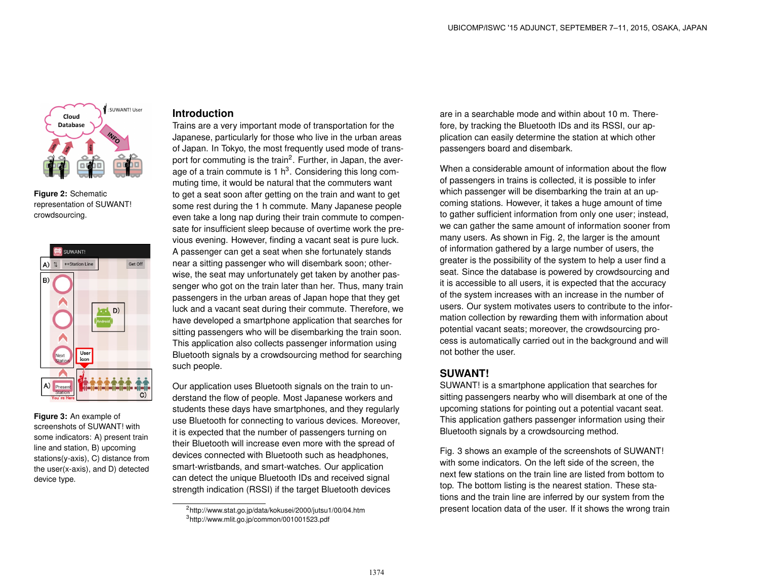Figure 2: Schematic representation of SUWANT! crowdsourcing.

Figure 3: An example of screenshots of SUWANT! with some indicators: A) present train line and station, B) upcoming stations(y-axis), C) distance from the user(x-axis), and D) detected device type.

## Introduction

Trains are a very important mode of transportation for the Japanese, particularly for those who live in the urban areas of Japan. In Tokyo, the most frequently used mode of transport for commuting is the train[2]. Further, in Japan, the average of a train commute is 1 h[3]. Considering this long commuting time, it would be natural that the commuters want to get a seat soon after getting on the train and want to get some rest during the 1 h commute. Many Japanese people even take a long nap during their train commute to compensate for insufficient sleep because of overtime work the previous evening. However, finding a vacant seat is pure luck. A passenger can get a seat when she fortunately stands near a sitting passenger who will disembark soon; otherwise, the seat may unfortunately get taken by another passenger who got on the train later than her. Thus, many train passengers in the urban areas of Japan hope that they get luck and a vacant seat during their commute. Therefore, we have developed a smartphone application that searches for sitting passengers who will be disembarking the train soon. This application also collects passenger information using Bluetooth signals by a crowdsourcing method for searching such people.

Our application uses Bluetooth signals on the train to understand the flow of people. Most Japanese workers and students these days have smartphones, and they regularly use Bluetooth for connecting to various devices. Moreover, it is expected that the number of passengers turning on their Bluetooth will increase even more with the spread of devices connected with Bluetooth such as headphones, smart-wristbands, and smart-watches. Our application can detect the unique Bluetooth IDs and received signal strength indication (RSSI) if the target Bluetooth devices are in a searchable mode and within about 10 m. Therefore, by tracking the Bluetooth IDs and its RSSI, our application can easily determine the station at which other passengers board and disembark.

When a considerable amount of information about the flow of passengers in trains is collected, it is possible to infer which passenger will be disembarking the train at an upcoming stations. However, it takes a huge amount of time to gather sufficient information from only one user; instead, we can gather the same amount of information sooner from many users. As shown in Fig. 2, the larger is the amount of information gathered by a large number of users, the greater is the possibility of the system to help a user find a seat. Since the database is powered by crowdsourcing and it is accessible to all users, it is expected that the accuracy of the system increases with an increase in the number of users. Our system motivates users to contribute to the information collection by rewarding them with information about potential vacant seats; moreover, the crowdsourcing process is automatically carried out in the background and will not bother the user.

## SUWANT!

SUWANT! is a smartphone application that searches for sitting passengers nearby who will disembark at one of the upcoming stations for pointing out a potential vacant seat. This application gathers passenger information using their Bluetooth signals by a crowdsourcing method.

Fig. 3 shows an example of the screenshots of SUWANT! with some indicators. On the left side of the screen, the next few stations on the train line are listed from bottom to top. The bottom listing is the nearest station. These stations and the train line are inferred by our system from the present location data of the user. If it shows the wrong train

[2] http://www.stat.go.jp/data/kokusei/2000/jutsu1/00/04.htm
[3] http://www.mlit.go.jp/common/001001523.pdf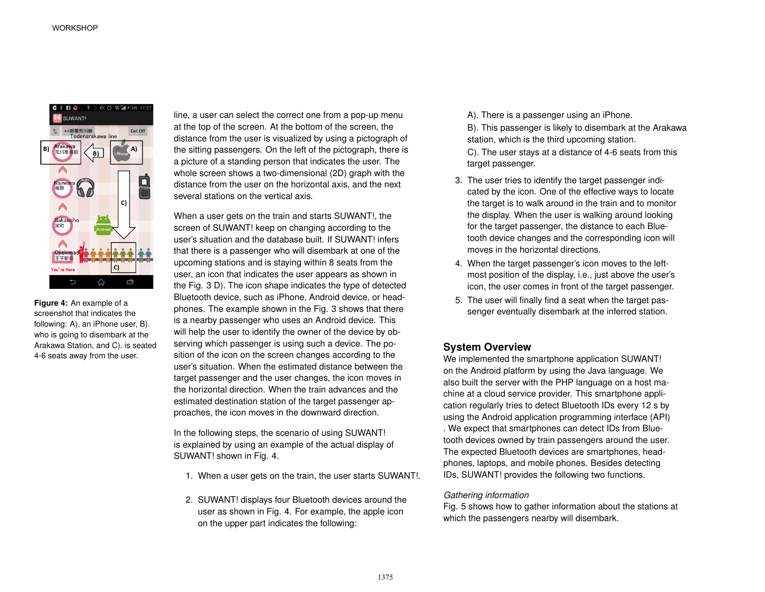line, a user can select the correct one from a pop-up menu at the top of the screen. At the bottom of the screen, the distance from the user is visualized by using a pictograph of the sitting passengers. On the left of the pictograph, there is a picture of a standing person that indicates the user. The whole screen shows a two-dimensional (2D) graph with the distance from the user on the horizontal axis, and the next several stations on the vertical axis.

When a user gets on the train and starts SUWANT!, the screen of SUWANT! keep on changing according to the user's situation and the database built. If SUWANT! infers that there is a passenger who will disembark at one of the upcoming stations and is staying within 8 seats from the user, an icon that indicates the user appears as shown in the Fig. 3 D). The icon shape indicates the type of detected Bluetooth device, such as iPhone, Android device, or headphones. The example shown in the Fig. 3 shows that there is a nearby passenger who uses an Android device. This will help the user to identify the owner of the device by observing which passenger is using such a device. The position of the icon on the screen changes according to the user's situation. When the estimated distance between the target passenger and the user changes, the icon moves in the horizontal direction. When the train advances and the estimated destination station of the target passenger approaches, the icon moves in the downward direction.

In the following steps, the scenario of using SUWANT! is explained by using an example of the actual display of SUWANT! shown in Fig. 4.

1. When a user gets on the train, the user starts SUWANT!.
2. SUWANT! displays four Bluetooth devices around the user as shown in Fig. 4. For example, the apple icon on the upper part indicates the following:

   A). There is a passenger using an iPhone.

   B). This passenger is likely to disembark at the Arakawa station, which is the third upcoming station.

   C). The user stays at a distance of 4-6 seats from this target passenger.
3. The user tries to identify the target passenger indicated by the icon. One of the effective ways to locate the target is to walk around in the train and to monitor the display. When the user is walking around looking for the target passenger, the distance to each Bluetooth device changes and the corresponding icon will moves in the horizontal directions.
4. When the target passenger's icon moves to the left-most position of the display, i.e., just above the user's icon, the user comes in front of the target passenger.
5. The user will finally find a seat when the target passenger eventually disembark at the inferred station.

**Figure 4:** An example of a screenshot that indicates the following: A). an iPhone user, B). who is going to disembark at the Arakawa Station, and C). is seated 4-6 seats away from the user.

## System Overview

We implemented the smartphone application SUWANT! on the Android platform by using the Java language. We also built the server with the PHP language on a host machine at a cloud service provider. This smartphone application regularly tries to detect Bluetooth IDs every 12 s by using the Android application programming interface (API). We expect that smartphones can detect IDs from Bluetooth devices owned by train passengers around the user. The expected Bluetooth devices are smartphones, headphones, laptops, and mobile phones. Besides detecting IDs, SUWANT! provides the following two functions.

*Gathering information*

Fig. 5 shows how to gather information about the stations at which the passengers nearby will disembark.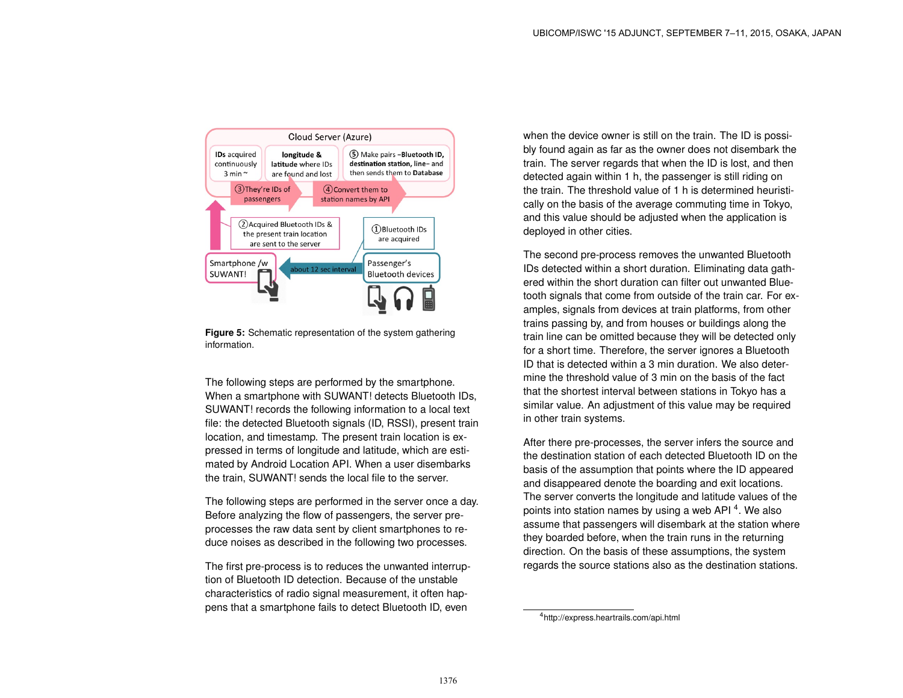**Figure 5:** Schematic representation of the system gathering information.

The following steps are performed by the smartphone. When a smartphone with SUWANT! detects Bluetooth IDs, SUWANT! records the following information to a local text file: the detected Bluetooth signals (ID, RSSI), present train location, and timestamp. The present train location is expressed in terms of longitude and latitude, which are estimated by Android Location API. When a user disembarks the train, SUWANT! sends the local file to the server.

The following steps are performed in the server once a day. Before analyzing the flow of passengers, the server pre-processes the raw data sent by client smartphones to reduce noises as described in the following two processes.

The first pre-process is to reduces the unwanted interruption of Bluetooth ID detection. Because of the unstable characteristics of radio signal measurement, it often happens that a smartphone fails to detect Bluetooth ID, even when the device owner is still on the train. The ID is possibly found again as far as the owner does not disembark the train. The server regards that when the ID is lost, and then detected again within 1 h, the passenger is still riding on the train. The threshold value of 1 h is determined heuristically on the basis of the average commuting time in Tokyo, and this value should be adjusted when the application is deployed in other cities.

The second pre-process removes the unwanted Bluetooth IDs detected within a short duration. Eliminating data gathered within the short duration can filter out unwanted Bluetooth signals that come from outside of the train car. For examples, signals from devices at train platforms, from other trains passing by, and from houses or buildings along the train line can be omitted because they will be detected only for a short time. Therefore, the server ignores a Bluetooth ID that is detected within a 3 min duration. We also determine the threshold value of 3 min on the basis of the fact that the shortest interval between stations in Tokyo has a similar value. An adjustment of this value may be required in other train systems.

After there pre-processes, the server infers the source and the destination station of each detected Bluetooth ID on the basis of the assumption that points where the ID appeared and disappeared denote the boarding and exit locations. The server converts the longitude and latitude values of the points into station names by using a web API [4]. We also assume that passengers will disembark at the station where they boarded before, when the train runs in the returning direction. On the basis of these assumptions, the system regards the source stations also as the destination stations.

[4] http://express.heartrails.com/api.html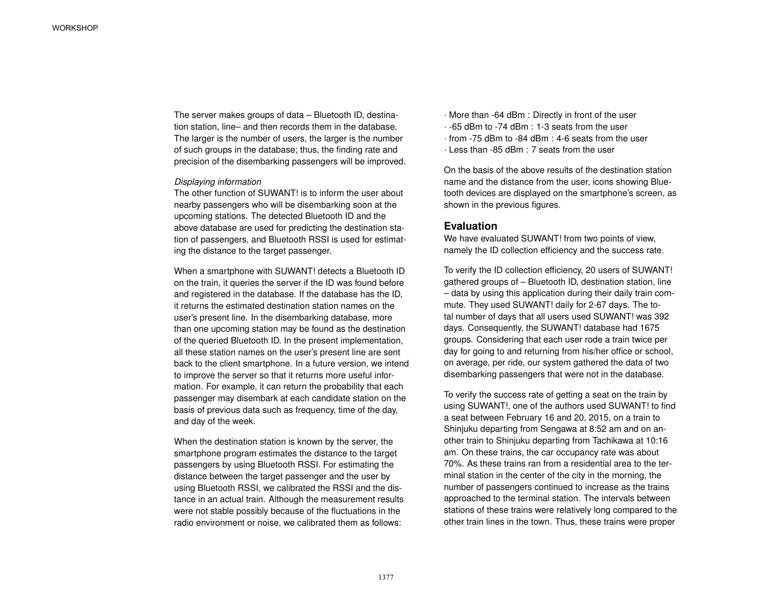The server makes groups of data – Bluetooth ID, destination station, line– and then records them in the database. The larger is the number of users, the larger is the number of such groups in the database; thus, the finding rate and precision of the disembarking passengers will be improved.

*Displaying information*

The other function of SUWANT! is to inform the user about nearby passengers who will be disembarking soon at the upcoming stations. The detected Bluetooth ID and the above database are used for predicting the destination station of passengers, and Bluetooth RSSI is used for estimating the distance to the target passenger.

When a smartphone with SUWANT! detects a Bluetooth ID on the train, it queries the server if the ID was found before and registered in the database. If the database has the ID, it returns the estimated destination station names on the user's present line. In the disembarking database, more than one upcoming station may be found as the destination of the queried Bluetooth ID. In the present implementation, all these station names on the user's present line are sent back to the client smartphone. In a future version, we intend to improve the server so that it returns more useful information. For example, it can return the probability that each passenger may disembark at each candidate station on the basis of previous data such as frequency, time of the day, and day of the week.

When the destination station is known by the server, the smartphone program estimates the distance to the target passengers by using Bluetooth RSSI. For estimating the distance between the target passenger and the user by using Bluetooth RSSI, we calibrated the RSSI and the distance in an actual train. Although the measurement results were not stable possibly because of the fluctuations in the radio environment or noise, we calibrated them as follows:

· More than -64 dBm : Directly in front of the user
· -65 dBm to -74 dBm : 1-3 seats from the user
· from -75 dBm to -84 dBm : 4-6 seats from the user
· Less than -85 dBm : 7 seats from the user

On the basis of the above results of the destination station name and the distance from the user, icons showing Bluetooth devices are displayed on the smartphone's screen, as shown in the previous figures.

## Evaluation

We have evaluated SUWANT! from two points of view, namely the ID collection efficiency and the success rate.

To verify the ID collection efficiency, 20 users of SUWANT! gathered groups of – Bluetooth ID, destination station, line – data by using this application during their daily train commute. They used SUWANT! daily for 2-67 days. The total number of days that all users used SUWANT! was 392 days. Consequently, the SUWANT! database had 1675 groups. Considering that each user rode a train twice per day for going to and returning from his/her office or school, on average, per ride, our system gathered the data of two disembarking passengers that were not in the database.

To verify the success rate of getting a seat on the train by using SUWANT!, one of the authors used SUWANT! to find a seat between February 16 and 20, 2015, on a train to Shinjuku departing from Sengawa at 8:52 am and on another train to Shinjuku departing from Tachikawa at 10:16 am. On these trains, the car occupancy rate was about 70%. As these trains ran from a residential area to the terminal station in the center of the city in the morning, the number of passengers continued to increase as the trains approached to the terminal station. The intervals between stations of these trains were relatively long compared to the other train lines in the town. Thus, these trains were proper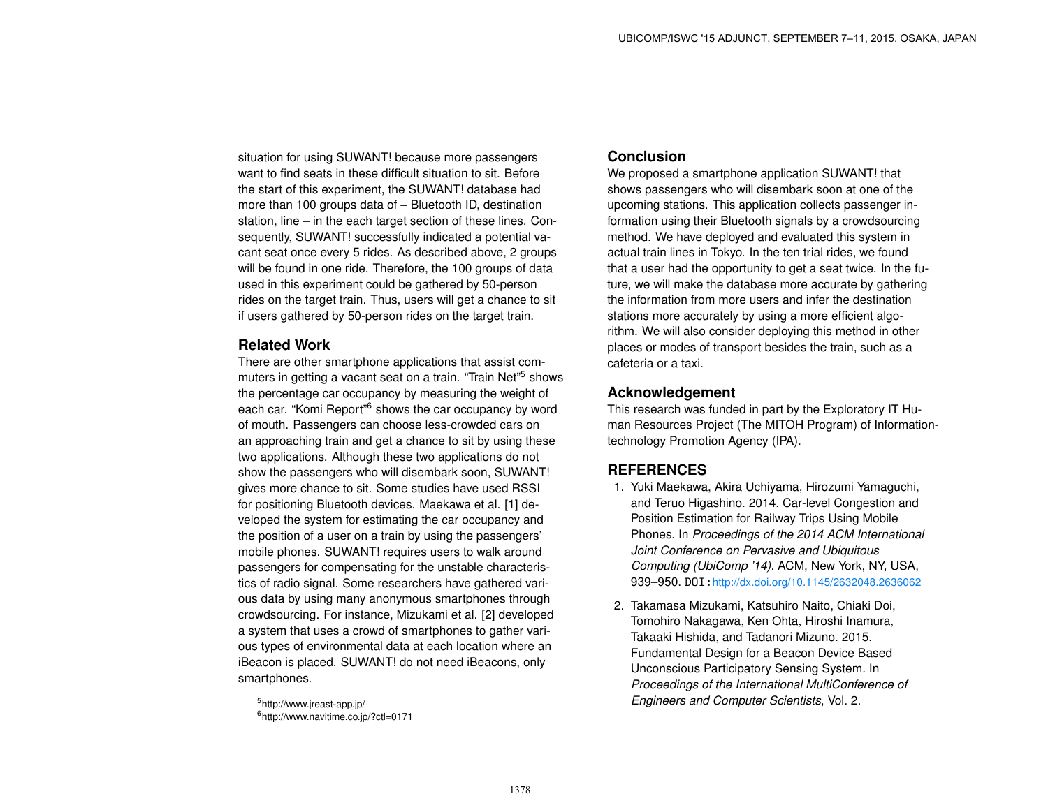situation for using SUWANT! because more passengers want to find seats in these difficult situation to sit. Before the start of this experiment, the SUWANT! database had more than 100 groups data of – Bluetooth ID, destination station, line – in the each target section of these lines. Consequently, SUWANT! successfully indicated a potential vacant seat once every 5 rides. As described above, 2 groups will be found in one ride. Therefore, the 100 groups of data used in this experiment could be gathered by 50-person rides on the target train. Thus, users will get a chance to sit if users gathered by 50-person rides on the target train.

## Related Work

There are other smartphone applications that assist commuters in getting a vacant seat on a train. "Train Net"[5] shows the percentage car occupancy by measuring the weight of each car. "Komi Report"[6] shows the car occupancy by word of mouth. Passengers can choose less-crowded cars on an approaching train and get a chance to sit by using these two applications. Although these two applications do not show the passengers who will disembark soon, SUWANT! gives more chance to sit. Some studies have used RSSI for positioning Bluetooth devices. Maekawa et al. [1] developed the system for estimating the car occupancy and the position of a user on a train by using the passengers' mobile phones. SUWANT! requires users to walk around passengers for compensating for the unstable characteristics of radio signal. Some researchers have gathered various data by using many anonymous smartphones through crowdsourcing. For instance, Mizukami et al. [2] developed a system that uses a crowd of smartphones to gather various types of environmental data at each location where an iBeacon is placed. SUWANT! do not need iBeacons, only smartphones.

[5] http://www.jreast-app.jp/

[6] http://www.navitime.co.jp/?ctl=0171

## Conclusion

We proposed a smartphone application SUWANT! that shows passengers who will disembark soon at one of the upcoming stations. This application collects passenger information using their Bluetooth signals by a crowdsourcing method. We have deployed and evaluated this system in actual train lines in Tokyo. In the ten trial rides, we found that a user had the opportunity to get a seat twice. In the future, we will make the database more accurate by gathering the information from more users and infer the destination stations more accurately by using a more efficient algorithm. We will also consider deploying this method in other places or modes of transport besides the train, such as a cafeteria or a taxi.

## Acknowledgement

This research was funded in part by the Exploratory IT Human Resources Project (The MITOH Program) of Information-technology Promotion Agency (IPA).

## REFERENCES

1. Yuki Maekawa, Akira Uchiyama, Hirozumi Yamaguchi, and Teruo Higashino. 2014. Car-level Congestion and Position Estimation for Railway Trips Using Mobile Phones. In *Proceedings of the 2014 ACM International Joint Conference on Pervasive and Ubiquitous Computing (UbiComp '14)*. ACM, New York, NY, USA, 939–950. DOI: http://dx.doi.org/10.1145/2632048.2636062

2. Takamasa Mizukami, Katsuhiro Naito, Chiaki Doi, Tomohiro Nakagawa, Ken Ohta, Hiroshi Inamura, Takaaki Hishida, and Tadanori Mizuno. 2015. Fundamental Design for a Beacon Device Based Unconscious Participatory Sensing System. In *Proceedings of the International MultiConference of Engineers and Computer Scientists*, Vol. 2.